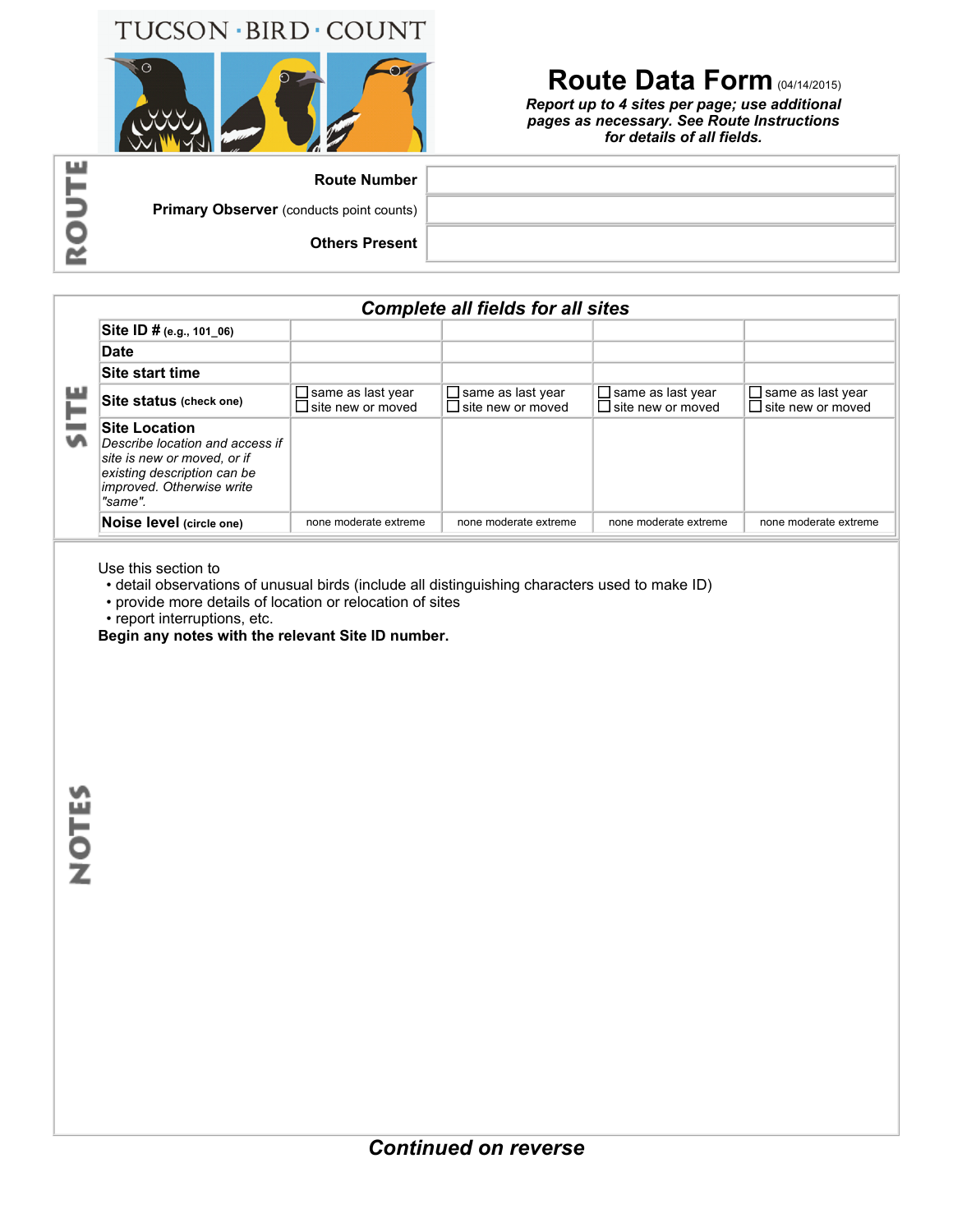TUCSON · BIRD · COUNT

# Route Data Form (04/14/2015)

***Report up to 4 sites per page; use additional pages as necessary. See Route Instructions for details of all fields.***

## ROUTE

| | |
|---|---|
| **Route Number** | |
| **Primary Observer** (conducts point counts) | |
| **Others Present** | |

## SITE

***Complete all fields for all sites***

| | | | | |
|---|---|---|---|---|
| **Site ID #** (e.g., 101_06) | | | | |
| **Date** | | | | |
| **Site start time** | | | | |
| **Site status** (check one) | ☐ same as last year ☐ site new or moved | ☐ same as last year ☐ site new or moved | ☐ same as last year ☐ site new or moved | ☐ same as last year ☐ site new or moved |
| **Site Location** *Describe location and access if site is new or moved, or if existing description can be improved. Otherwise write "same".* | | | | |
| **Noise level** (circle one) | none moderate extreme | none moderate extreme | none moderate extreme | none moderate extreme |

## NOTES

Use this section to

- detail observations of unusual birds (include all distinguishing characters used to make ID)
- provide more details of location or relocation of sites
- report interruptions, etc.

**Begin any notes with the relevant Site ID number.**

***Continued on reverse***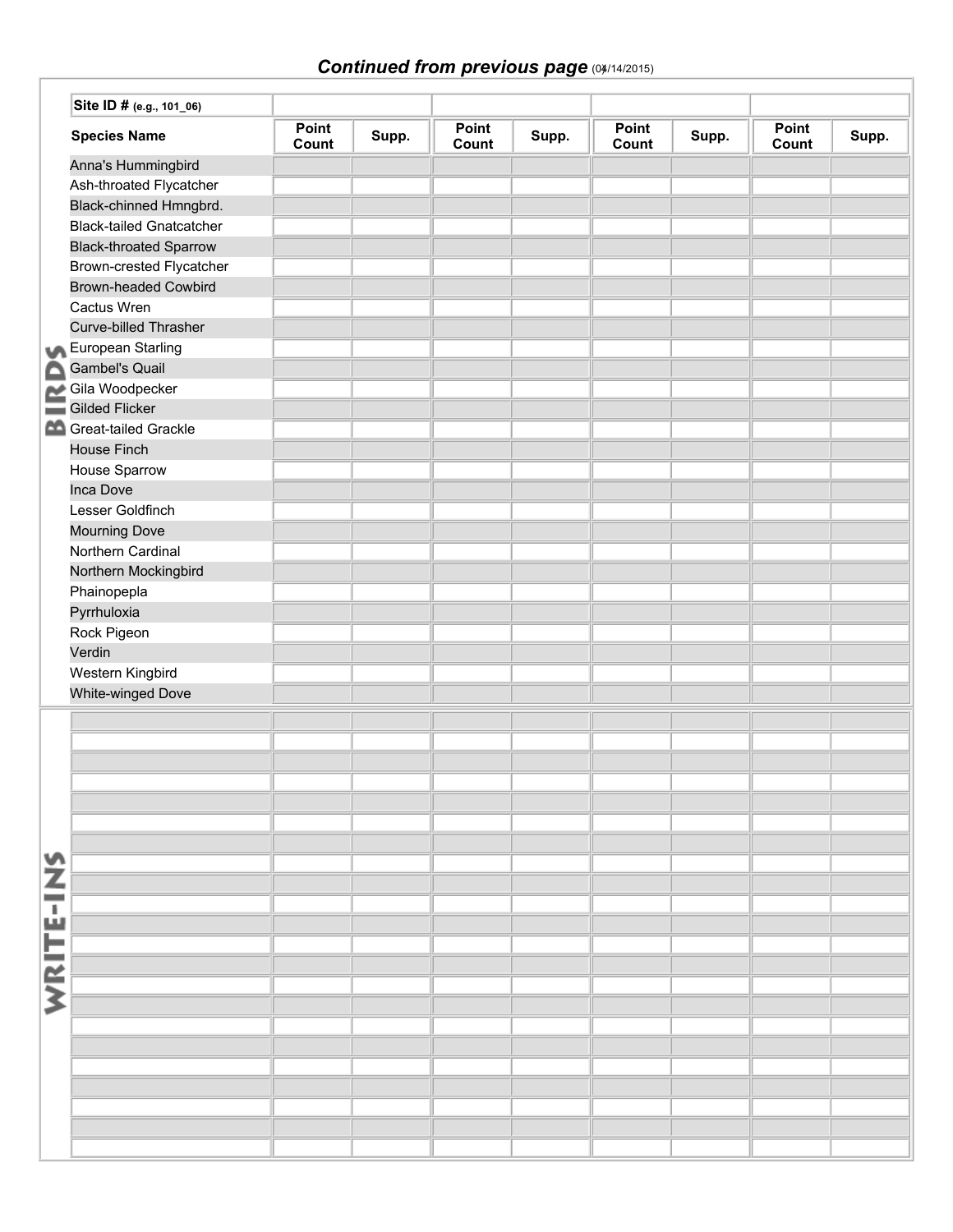# *Continued from previous page* (04/14/2015)

| | Site ID # (e.g., 101_06) | | | | | | | | |
|---|---|---|---|---|---|---|---|---|---|
| | **Species Name** | **Point Count** | **Supp.** | **Point Count** | **Supp.** | **Point Count** | **Supp.** | **Point Count** | **Supp.** |
| **BIRDS** | Anna's Hummingbird | | | | | | | | |
| | Ash-throated Flycatcher | | | | | | | | |
| | Black-chinned Hmngbrd. | | | | | | | | |
| | Black-tailed Gnatcatcher | | | | | | | | |
| | Black-throated Sparrow | | | | | | | | |
| | Brown-crested Flycatcher | | | | | | | | |
| | Brown-headed Cowbird | | | | | | | | |
| | Cactus Wren | | | | | | | | |
| | Curve-billed Thrasher | | | | | | | | |
| | European Starling | | | | | | | | |
| | Gambel's Quail | | | | | | | | |
| | Gila Woodpecker | | | | | | | | |
| | Gilded Flicker | | | | | | | | |
| | Great-tailed Grackle | | | | | | | | |
| | House Finch | | | | | | | | |
| | House Sparrow | | | | | | | | |
| | Inca Dove | | | | | | | | |
| | Lesser Goldfinch | | | | | | | | |
| | Mourning Dove | | | | | | | | |
| | Northern Cardinal | | | | | | | | |
| | Northern Mockingbird | | | | | | | | |
| | Phainopepla | | | | | | | | |
| | Pyrrhuloxia | | | | | | | | |
| | Rock Pigeon | | | | | | | | |
| | Verdin | | | | | | | | |
| | Western Kingbird | | | | | | | | |
| | White-winged Dove | | | | | | | | |
| **WRITE-INS** | | | | | | | | | |
| | | | | | | | | | |
| | | | | | | | | | |
| | | | | | | | | | |
| | | | | | | | | | |
| | | | | | | | | | |
| | | | | | | | | | |
| | | | | | | | | | |
| | | | | | | | | | |
| | | | | | | | | | |
| | | | | | | | | | |
| | | | | | | | | | |
| | | | | | | | | | |
| | | | | | | | | | |
| | | | | | | | | | |
| | | | | | | | | | |
| | | | | | | | | | |
| | | | | | | | | | |
| | | | | | | | | | |
| | | | | | | | | | |
| | | | | | | | | | |
| | | | | | | | | | |